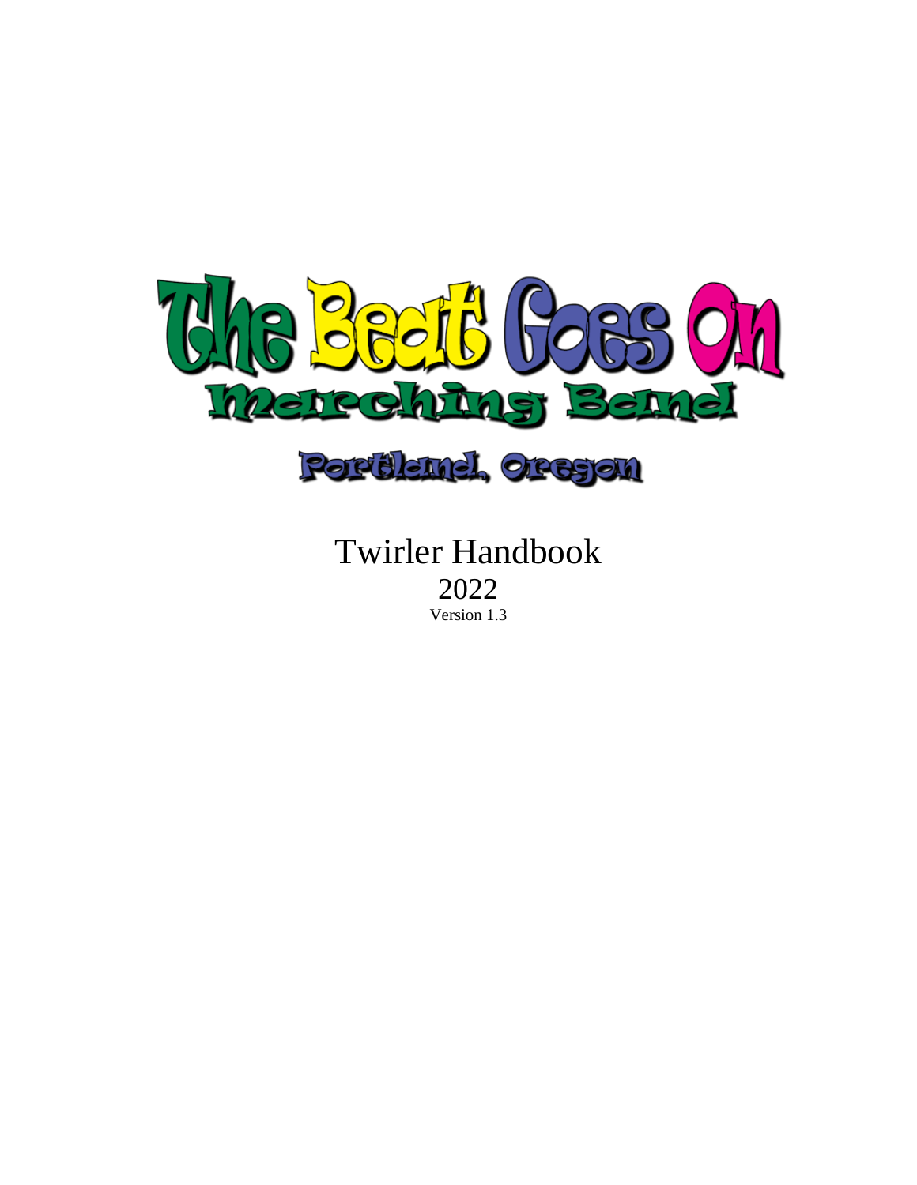# The Beat Goes On

## Marching Band

### Portland, Oregon

# Twirler Handbook

## 2022

Version 1.3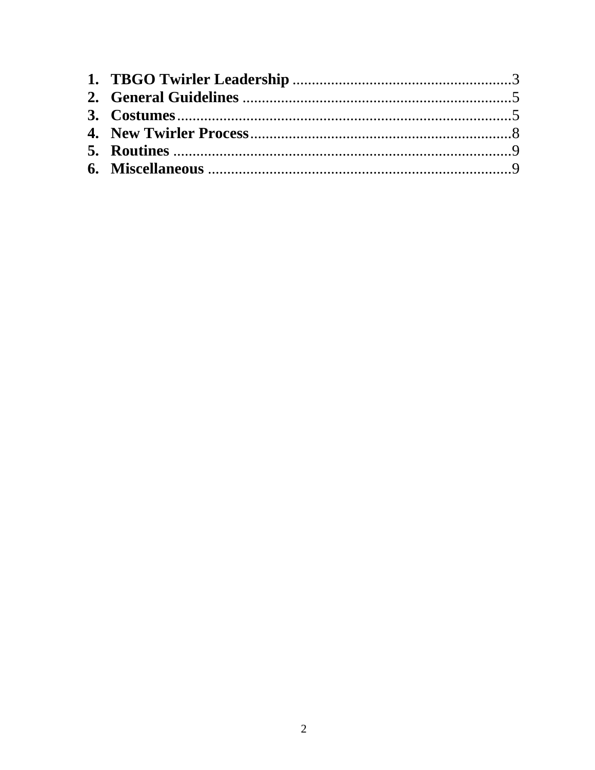1. **TBGO Twirler Leadership** ........................................................3
2. **General Guidelines** ..................................................................5
3. **Costumes**....................................................................................5
4. **New Twirler Process**....................................................................8
5. **Routines** ......................................................................................9
6. **Miscellaneous** .............................................................................9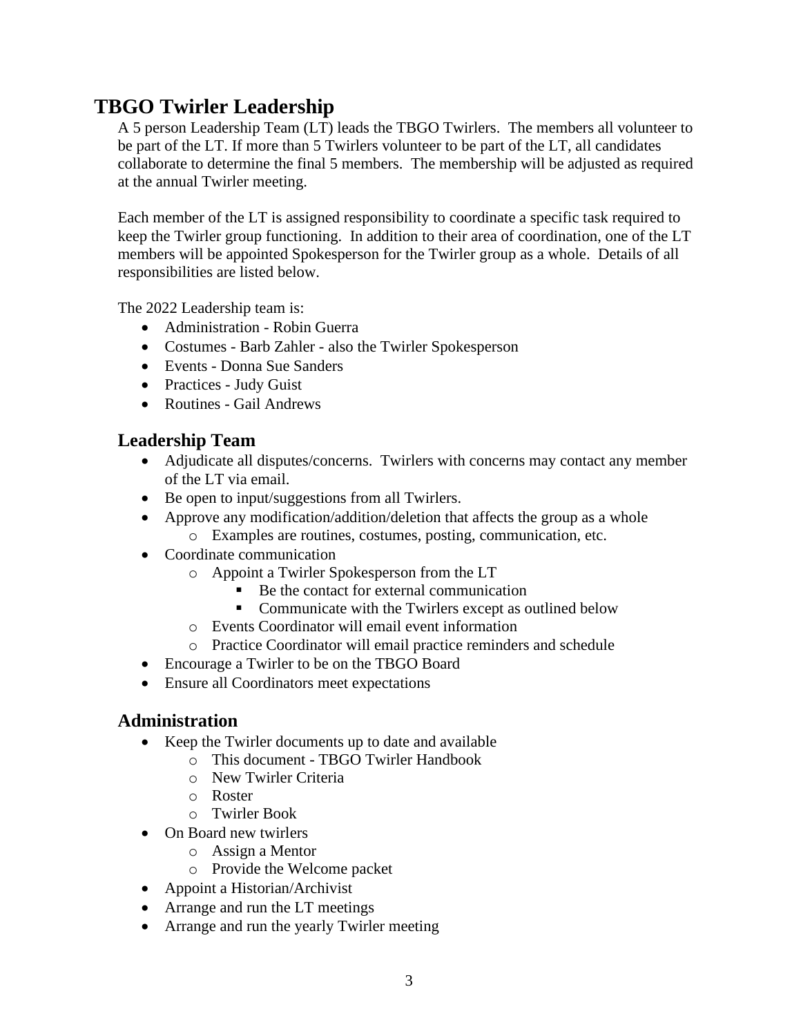# TBGO Twirler Leadership

A 5 person Leadership Team (LT) leads the TBGO Twirlers. The members all volunteer to be part of the LT. If more than 5 Twirlers volunteer to be part of the LT, all candidates collaborate to determine the final 5 members. The membership will be adjusted as required at the annual Twirler meeting.

Each member of the LT is assigned responsibility to coordinate a specific task required to keep the Twirler group functioning. In addition to their area of coordination, one of the LT members will be appointed Spokesperson for the Twirler group as a whole. Details of all responsibilities are listed below.

The 2022 Leadership team is:

- Administration - Robin Guerra
- Costumes - Barb Zahler - also the Twirler Spokesperson
- Events - Donna Sue Sanders
- Practices - Judy Guist
- Routines - Gail Andrews

## Leadership Team

- Adjudicate all disputes/concerns. Twirlers with concerns may contact any member of the LT via email.
- Be open to input/suggestions from all Twirlers.
- Approve any modification/addition/deletion that affects the group as a whole
  - Examples are routines, costumes, posting, communication, etc.
- Coordinate communication
  - Appoint a Twirler Spokesperson from the LT
    - Be the contact for external communication
    - Communicate with the Twirlers except as outlined below
  - Events Coordinator will email event information
  - Practice Coordinator will email practice reminders and schedule
- Encourage a Twirler to be on the TBGO Board
- Ensure all Coordinators meet expectations

## Administration

- Keep the Twirler documents up to date and available
  - This document - TBGO Twirler Handbook
  - New Twirler Criteria
  - Roster
  - Twirler Book
- On Board new twirlers
  - Assign a Mentor
  - Provide the Welcome packet
- Appoint a Historian/Archivist
- Arrange and run the LT meetings
- Arrange and run the yearly Twirler meeting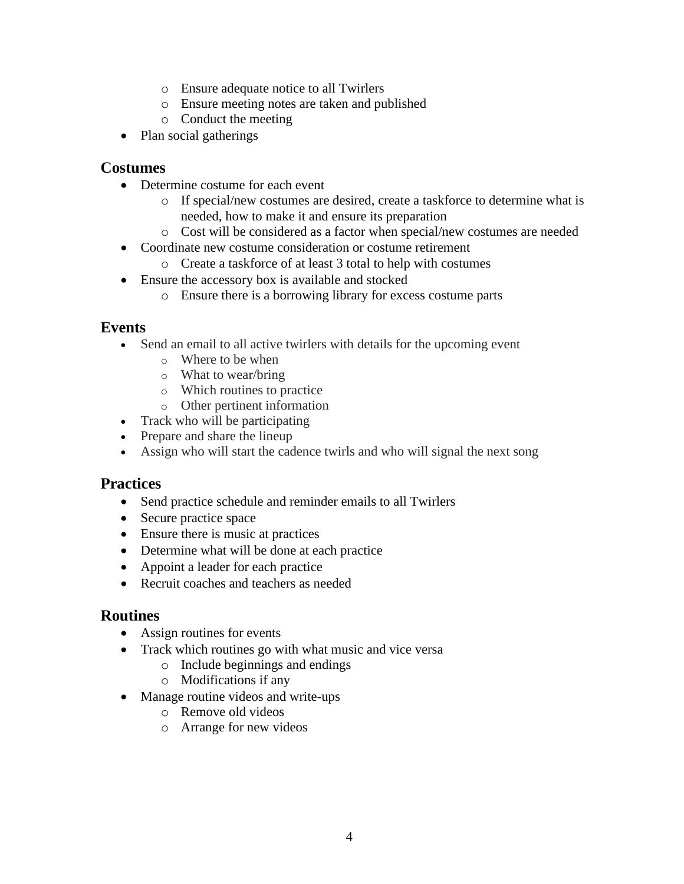- Ensure adequate notice to all Twirlers
  - Ensure meeting notes are taken and published
  - Conduct the meeting
- Plan social gatherings

## Costumes

- Determine costume for each event
  - If special/new costumes are desired, create a taskforce to determine what is needed, how to make it and ensure its preparation
  - Cost will be considered as a factor when special/new costumes are needed
- Coordinate new costume consideration or costume retirement
  - Create a taskforce of at least 3 total to help with costumes
- Ensure the accessory box is available and stocked
  - Ensure there is a borrowing library for excess costume parts

## Events

- Send an email to all active twirlers with details for the upcoming event
  - Where to be when
  - What to wear/bring
  - Which routines to practice
  - Other pertinent information
- Track who will be participating
- Prepare and share the lineup
- Assign who will start the cadence twirls and who will signal the next song

## Practices

- Send practice schedule and reminder emails to all Twirlers
- Secure practice space
- Ensure there is music at practices
- Determine what will be done at each practice
- Appoint a leader for each practice
- Recruit coaches and teachers as needed

## Routines

- Assign routines for events
- Track which routines go with what music and vice versa
  - Include beginnings and endings
  - Modifications if any
- Manage routine videos and write-ups
  - Remove old videos
  - Arrange for new videos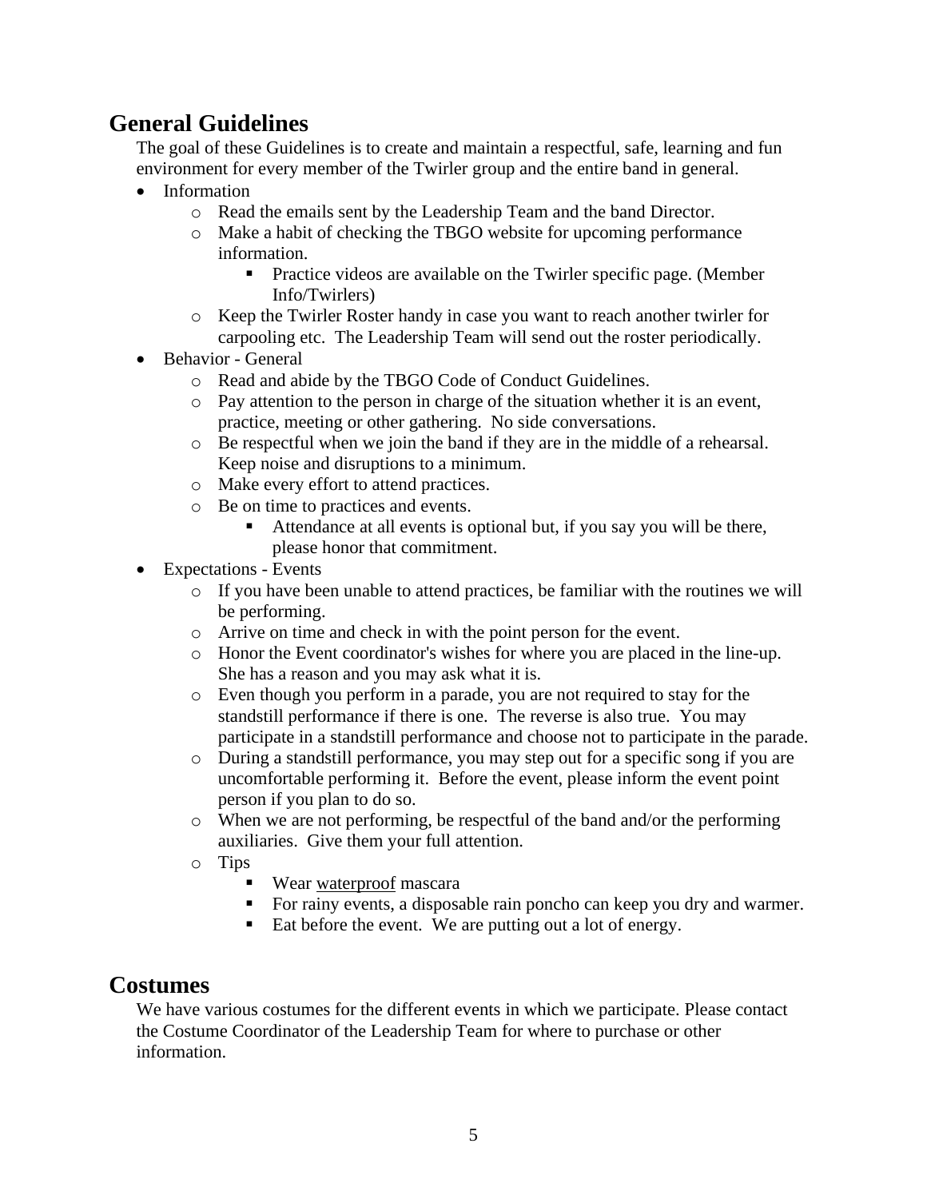## General Guidelines

The goal of these Guidelines is to create and maintain a respectful, safe, learning and fun environment for every member of the Twirler group and the entire band in general.

- Information
  - Read the emails sent by the Leadership Team and the band Director.
  - Make a habit of checking the TBGO website for upcoming performance information.
    - Practice videos are available on the Twirler specific page. (Member Info/Twirlers)
  - Keep the Twirler Roster handy in case you want to reach another twirler for carpooling etc. The Leadership Team will send out the roster periodically.
- Behavior - General
  - Read and abide by the TBGO Code of Conduct Guidelines.
  - Pay attention to the person in charge of the situation whether it is an event, practice, meeting or other gathering. No side conversations.
  - Be respectful when we join the band if they are in the middle of a rehearsal. Keep noise and disruptions to a minimum.
  - Make every effort to attend practices.
  - Be on time to practices and events.
    - Attendance at all events is optional but, if you say you will be there, please honor that commitment.
- Expectations - Events
  - If you have been unable to attend practices, be familiar with the routines we will be performing.
  - Arrive on time and check in with the point person for the event.
  - Honor the Event coordinator's wishes for where you are placed in the line-up. She has a reason and you may ask what it is.
  - Even though you perform in a parade, you are not required to stay for the standstill performance if there is one. The reverse is also true. You may participate in a standstill performance and choose not to participate in the parade.
  - During a standstill performance, you may step out for a specific song if you are uncomfortable performing it. Before the event, please inform the event point person if you plan to do so.
  - When we are not performing, be respectful of the band and/or the performing auxiliaries. Give them your full attention.
  - Tips
    - Wear <u>waterproof</u> mascara
    - For rainy events, a disposable rain poncho can keep you dry and warmer.
    - Eat before the event. We are putting out a lot of energy.

## Costumes

We have various costumes for the different events in which we participate. Please contact the Costume Coordinator of the Leadership Team for where to purchase or other information.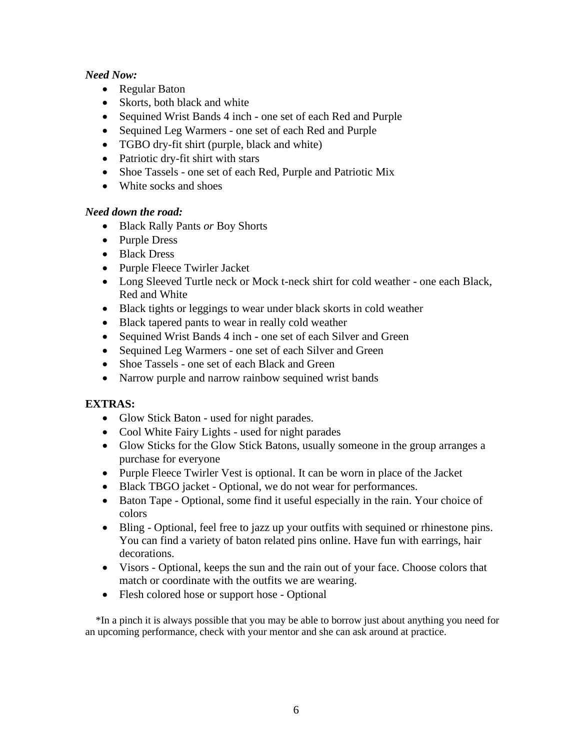***Need Now:***

- Regular Baton
- Skorts, both black and white
- Sequined Wrist Bands 4 inch - one set of each Red and Purple
- Sequined Leg Warmers - one set of each Red and Purple
- TGBO dry-fit shirt (purple, black and white)
- Patriotic dry-fit shirt with stars
- Shoe Tassels - one set of each Red, Purple and Patriotic Mix
- White socks and shoes

***Need down the road:***

- Black Rally Pants *or* Boy Shorts
- Purple Dress
- Black Dress
- Purple Fleece Twirler Jacket
- Long Sleeved Turtle neck or Mock t-neck shirt for cold weather - one each Black, Red and White
- Black tights or leggings to wear under black skorts in cold weather
- Black tapered pants to wear in really cold weather
- Sequined Wrist Bands 4 inch - one set of each Silver and Green
- Sequined Leg Warmers - one set of each Silver and Green
- Shoe Tassels - one set of each Black and Green
- Narrow purple and narrow rainbow sequined wrist bands

**EXTRAS:**

- Glow Stick Baton - used for night parades.
- Cool White Fairy Lights - used for night parades
- Glow Sticks for the Glow Stick Batons, usually someone in the group arranges a purchase for everyone
- Purple Fleece Twirler Vest is optional. It can be worn in place of the Jacket
- Black TBGO jacket - Optional, we do not wear for performances.
- Baton Tape - Optional, some find it useful especially in the rain. Your choice of colors
- Bling - Optional, feel free to jazz up your outfits with sequined or rhinestone pins. You can find a variety of baton related pins online. Have fun with earrings, hair decorations.
- Visors - Optional, keeps the sun and the rain out of your face. Choose colors that match or coordinate with the outfits we are wearing.
- Flesh colored hose or support hose - Optional

*In a pinch it is always possible that you may be able to borrow just about anything you need for an upcoming performance, check with your mentor and she can ask around at practice.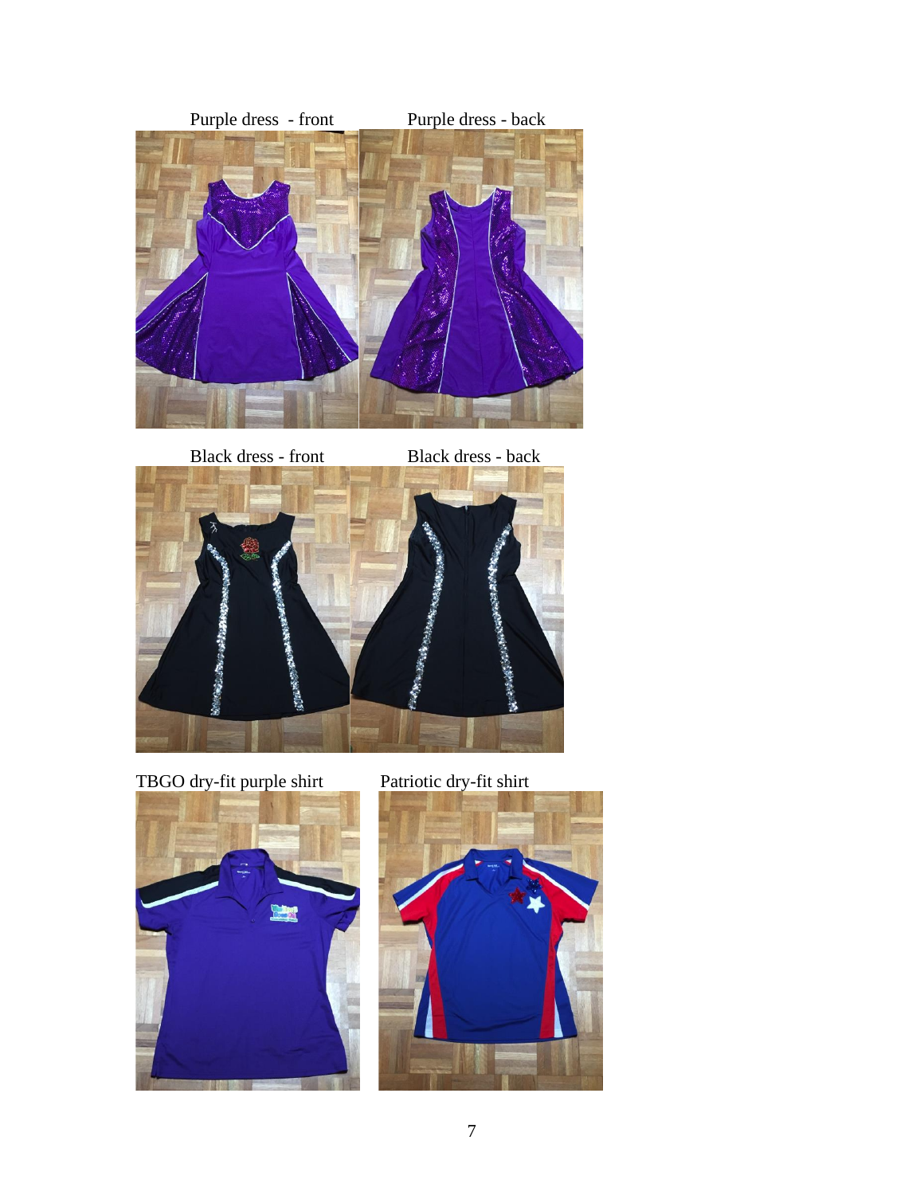Purple dress - front

Purple dress - back

Black dress - front

Black dress - back

TBGO dry-fit purple shirt

Patriotic dry-fit shirt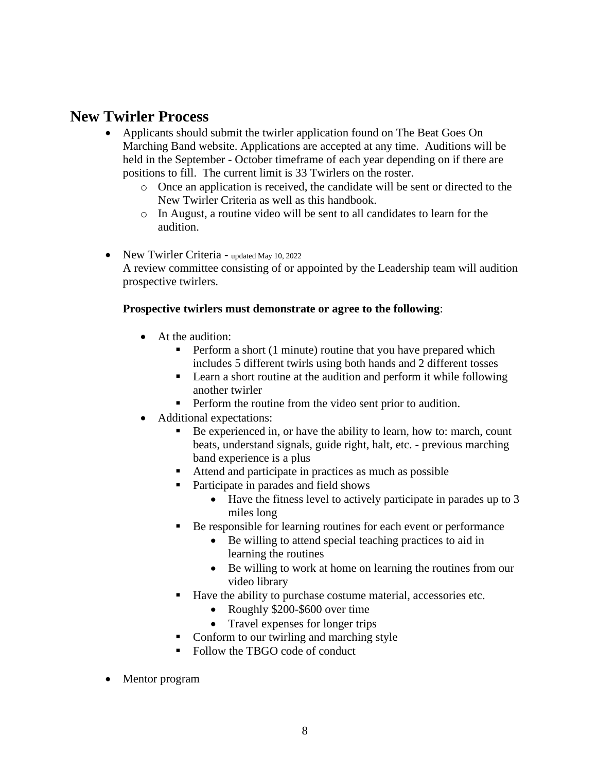## New Twirler Process

- Applicants should submit the twirler application found on The Beat Goes On Marching Band website. Applications are accepted at any time. Auditions will be held in the September - October timeframe of each year depending on if there are positions to fill. The current limit is 33 Twirlers on the roster.
    - Once an application is received, the candidate will be sent or directed to the New Twirler Criteria as well as this handbook.
    - In August, a routine video will be sent to all candidates to learn for the audition.

- New Twirler Criteria - updated May 10, 2022

  A review committee consisting of or appointed by the Leadership team will audition prospective twirlers.

  **Prospective twirlers must demonstrate or agree to the following**:

    - At the audition:
        - Perform a short (1 minute) routine that you have prepared which includes 5 different twirls using both hands and 2 different tosses
        - Learn a short routine at the audition and perform it while following another twirler
        - Perform the routine from the video sent prior to audition.
    - Additional expectations:
        - Be experienced in, or have the ability to learn, how to: march, count beats, understand signals, guide right, halt, etc. - previous marching band experience is a plus
        - Attend and participate in practices as much as possible
        - Participate in parades and field shows
            - Have the fitness level to actively participate in parades up to 3 miles long
        - Be responsible for learning routines for each event or performance
            - Be willing to attend special teaching practices to aid in learning the routines
            - Be willing to work at home on learning the routines from our video library
        - Have the ability to purchase costume material, accessories etc.
            - Roughly $200-$600 over time
            - Travel expenses for longer trips
        - Conform to our twirling and marching style
        - Follow the TBGO code of conduct

- Mentor program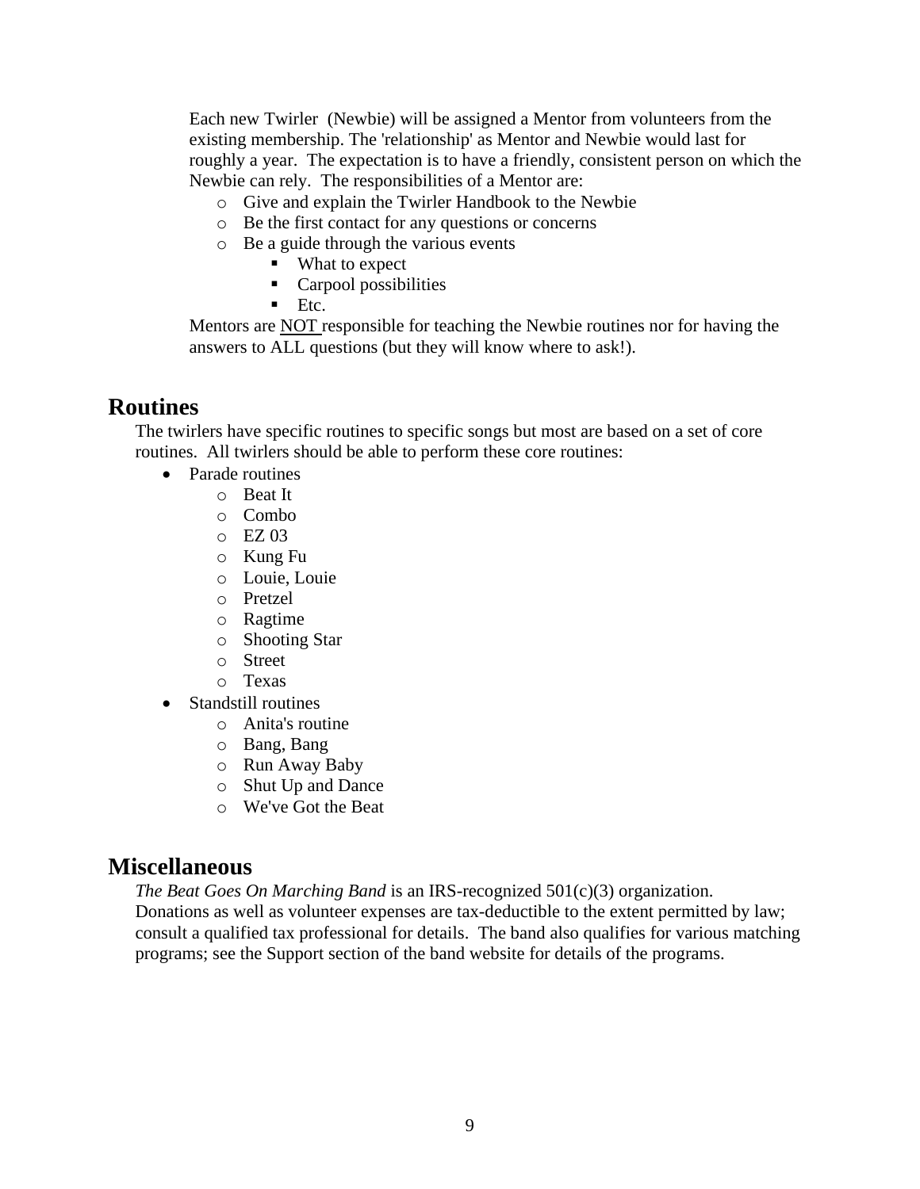Each new Twirler (Newbie) will be assigned a Mentor from volunteers from the existing membership. The 'relationship' as Mentor and Newbie would last for roughly a year. The expectation is to have a friendly, consistent person on which the Newbie can rely. The responsibilities of a Mentor are:

- Give and explain the Twirler Handbook to the Newbie
- Be the first contact for any questions or concerns
- Be a guide through the various events
  - What to expect
  - Carpool possibilities
  - Etc.

Mentors are <u>NOT</u> responsible for teaching the Newbie routines nor for having the answers to ALL questions (but they will know where to ask!).

## Routines

The twirlers have specific routines to specific songs but most are based on a set of core routines. All twirlers should be able to perform these core routines:

- Parade routines
  - Beat It
  - Combo
  - EZ 03
  - Kung Fu
  - Louie, Louie
  - Pretzel
  - Ragtime
  - Shooting Star
  - Street
  - Texas
- Standstill routines
  - Anita's routine
  - Bang, Bang
  - Run Away Baby
  - Shut Up and Dance
  - We've Got the Beat

## Miscellaneous

*The Beat Goes On Marching Band* is an IRS-recognized 501(c)(3) organization. Donations as well as volunteer expenses are tax-deductible to the extent permitted by law; consult a qualified tax professional for details. The band also qualifies for various matching programs; see the Support section of the band website for details of the programs.